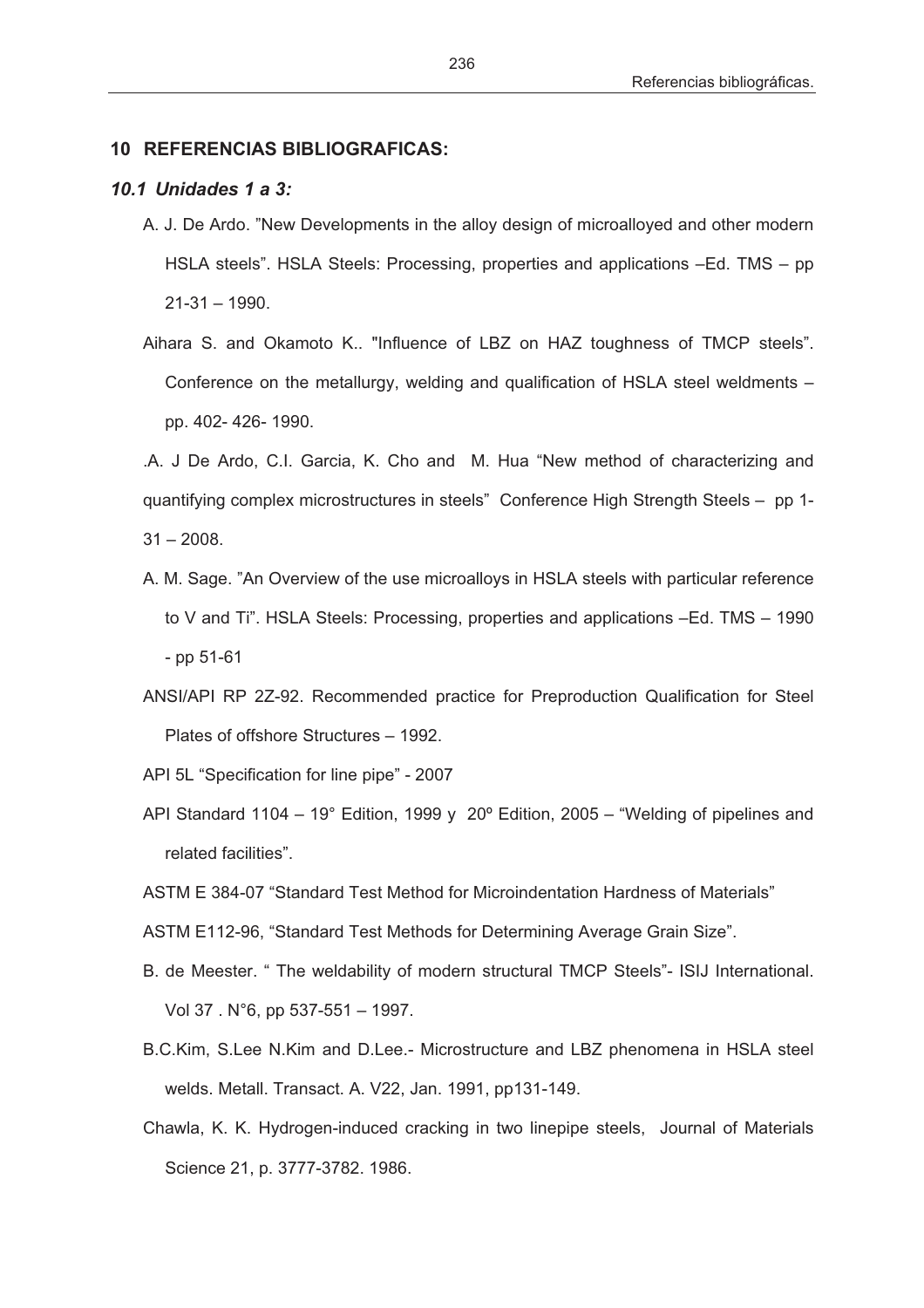# 10 REFERENCIAS BIBLIOGRAFICAS:

## *10.1 Unidades 1 a 3:*

A. J. De Ardo. "New Developments in the alloy design of microalloyed and other modern HSLA steels". HSLA Steels: Processing, properties and applications –Ed. TMS – pp 21-31 – 1990.

Aihara S. and Okamoto K.. "Influence of LBZ on HAZ toughness of TMCP steels". Conference on the metallurgy, welding and qualification of HSLA steel weldments – pp. 402- 426- 1990.

.A. J De Ardo, C.I. Garcia, K. Cho and M. Hua "New method of characterizing and quantifying complex microstructures in steels" Conference High Strength Steels – pp 1-31 – 2008.

A. M. Sage. "An Overview of the use microalloys in HSLA steels with particular reference to V and Ti". HSLA Steels: Processing, properties and applications –Ed. TMS – 1990 - pp 51-61

ANSI/API RP 2Z-92. Recommended practice for Preproduction Qualification for Steel Plates of offshore Structures – 1992.

API 5L "Specification for line pipe" - 2007

API Standard 1104 – 19° Edition, 1999 y 20º Edition, 2005 – "Welding of pipelines and related facilities".

ASTM E 384-07 "Standard Test Method for Microindentation Hardness of Materials"

ASTM E112-96, "Standard Test Methods for Determining Average Grain Size".

B. de Meester. " The weldability of modern structural TMCP Steels"- ISIJ International. Vol 37 . N°6, pp 537-551 – 1997.

B.C.Kim, S.Lee N.Kim and D.Lee.- Microstructure and LBZ phenomena in HSLA steel welds. Metall. Transact. A. V22, Jan. 1991, pp131-149.

Chawla, K. K. Hydrogen-induced cracking in two linepipe steels, Journal of Materials Science 21, p. 3777-3782. 1986.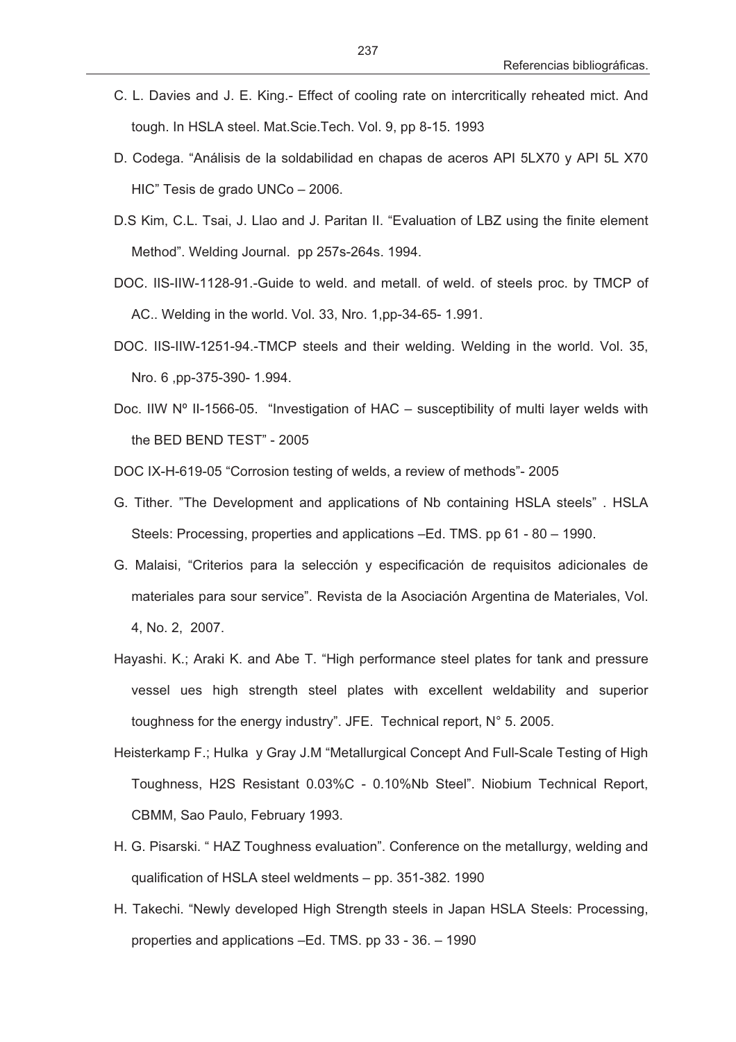C. L. Davies and J. E. King.- Effect of cooling rate on intercritically reheated mict. And tough. In HSLA steel. Mat.Scie.Tech. Vol. 9, pp 8-15. 1993

D. Codega. "Análisis de la soldabilidad en chapas de aceros API 5LX70 y API 5L X70 HIC" Tesis de grado UNCo – 2006.

D.S Kim, C.L. Tsai, J. Llao and J. Paritan II. "Evaluation of LBZ using the finite element Method". Welding Journal. pp 257s-264s. 1994.

DOC. IIS-IIW-1128-91.-Guide to weld. and metall. of weld. of steels proc. by TMCP of AC.. Welding in the world. Vol. 33, Nro. 1,pp-34-65- 1.991.

DOC. IIS-IIW-1251-94.-TMCP steels and their welding. Welding in the world. Vol. 35, Nro. 6 ,pp-375-390- 1.994.

Doc. IIW Nº II-1566-05. "Investigation of HAC – susceptibility of multi layer welds with the BED BEND TEST" - 2005

DOC IX-H-619-05 "Corrosion testing of welds, a review of methods"- 2005

G. Tither. "The Development and applications of Nb containing HSLA steels" . HSLA Steels: Processing, properties and applications –Ed. TMS. pp 61 - 80 – 1990.

G. Malaisi, "Criterios para la selección y especificación de requisitos adicionales de materiales para sour service". Revista de la Asociación Argentina de Materiales, Vol. 4, No. 2, 2007.

Hayashi. K.; Araki K. and Abe T. "High performance steel plates for tank and pressure vessel ues high strength steel plates with excellent weldability and superior toughness for the energy industry". JFE. Technical report, N° 5. 2005.

Heisterkamp F.; Hulka y Gray J.M "Metallurgical Concept And Full-Scale Testing of High Toughness, H2S Resistant 0.03%C - 0.10%Nb Steel". Niobium Technical Report, CBMM, Sao Paulo, February 1993.

H. G. Pisarski. " HAZ Toughness evaluation". Conference on the metallurgy, welding and qualification of HSLA steel weldments – pp. 351-382. 1990

H. Takechi. "Newly developed High Strength steels in Japan HSLA Steels: Processing, properties and applications –Ed. TMS. pp 33 - 36. – 1990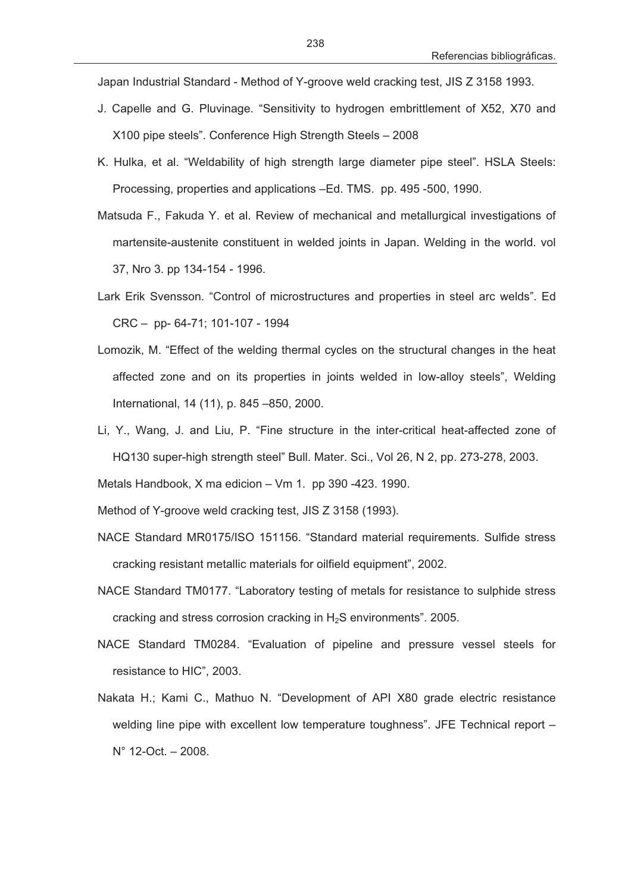Japan Industrial Standard - Method of Y-groove weld cracking test, JIS Z 3158 1993.

J. Capelle and G. Pluvinage. "Sensitivity to hydrogen embrittlement of X52, X70 and X100 pipe steels". Conference High Strength Steels – 2008

K. Hulka, et al. "Weldability of high strength large diameter pipe steel". HSLA Steels: Processing, properties and applications –Ed. TMS. pp. 495 -500, 1990.

Matsuda F., Fakuda Y. et al. Review of mechanical and metallurgical investigations of martensite-austenite constituent in welded joints in Japan. Welding in the world. vol 37, Nro 3. pp 134-154 - 1996.

Lark Erik Svensson. "Control of microstructures and properties in steel arc welds". Ed CRC – pp- 64-71; 101-107 - 1994

Lomozik, M. "Effect of the welding thermal cycles on the structural changes in the heat affected zone and on its properties in joints welded in low-alloy steels", Welding International, 14 (11), p. 845 –850, 2000.

Li, Y., Wang, J. and Liu, P. "Fine structure in the inter-critical heat-affected zone of HQ130 super-high strength steel" Bull. Mater. Sci., Vol 26, N 2, pp. 273-278, 2003.

Metals Handbook, X ma edicion – Vm 1. pp 390 -423. 1990.

Method of Y-groove weld cracking test, JIS Z 3158 (1993).

NACE Standard MR0175/ISO 151156. "Standard material requirements. Sulfide stress cracking resistant metallic materials for oilfield equipment", 2002.

NACE Standard TM0177. "Laboratory testing of metals for resistance to sulphide stress cracking and stress corrosion cracking in $H_2S$ environments". 2005.

NACE Standard TM0284. "Evaluation of pipeline and pressure vessel steels for resistance to HIC", 2003.

Nakata H.; Kami C., Mathuo N. "Development of API X80 grade electric resistance welding line pipe with excellent low temperature toughness". JFE Technical report – N° 12-Oct. – 2008.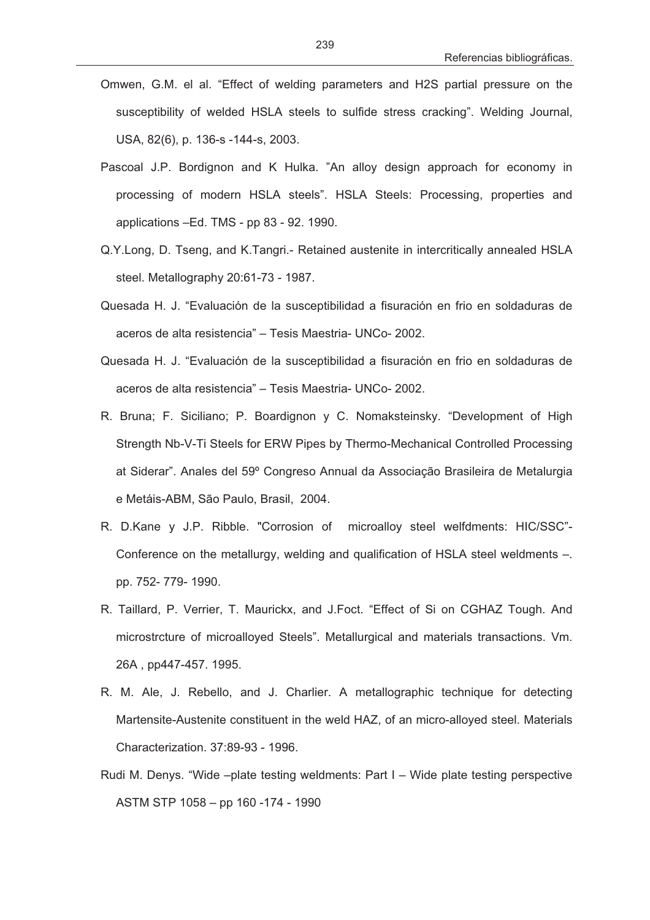Omwen, G.M. el al. "Effect of welding parameters and H2S partial pressure on the susceptibility of welded HSLA steels to sulfide stress cracking". Welding Journal, USA, 82(6), p. 136-s -144-s, 2003.

Pascoal J.P. Bordignon and K Hulka. "An alloy design approach for economy in processing of modern HSLA steels". HSLA Steels: Processing, properties and applications –Ed. TMS - pp 83 - 92. 1990.

Q.Y.Long, D. Tseng, and K.Tangri.- Retained austenite in intercritically annealed HSLA steel. Metallography 20:61-73 - 1987.

Quesada H. J. "Evaluación de la susceptibilidad a fisuración en frio en soldaduras de aceros de alta resistencia" – Tesis Maestria- UNCo- 2002.

Quesada H. J. "Evaluación de la susceptibilidad a fisuración en frio en soldaduras de aceros de alta resistencia" – Tesis Maestria- UNCo- 2002.

R. Bruna; F. Siciliano; P. Boardignon y C. Nomaksteinsky. "Development of High Strength Nb-V-Ti Steels for ERW Pipes by Thermo-Mechanical Controlled Processing at Siderar". Anales del 59º Congreso Annual da Associação Brasileira de Metalurgia e Metáis-ABM, São Paulo, Brasil, 2004.

R. D.Kane y J.P. Ribble. "Corrosion of microalloy steel welfdments: HIC/SSC"- Conference on the metallurgy, welding and qualification of HSLA steel weldments –. pp. 752- 779- 1990.

R. Taillard, P. Verrier, T. Maurickx, and J.Foct. "Effect of Si on CGHAZ Tough. And microstrcture of microalloyed Steels". Metallurgical and materials transactions. Vm. 26A , pp447-457. 1995.

R. M. Ale, J. Rebello, and J. Charlier. A metallographic technique for detecting Martensite-Austenite constituent in the weld HAZ, of an micro-alloyed steel. Materials Characterization. 37:89-93 - 1996.

Rudi M. Denys. "Wide –plate testing weldments: Part I – Wide plate testing perspective ASTM STP 1058 – pp 160 -174 - 1990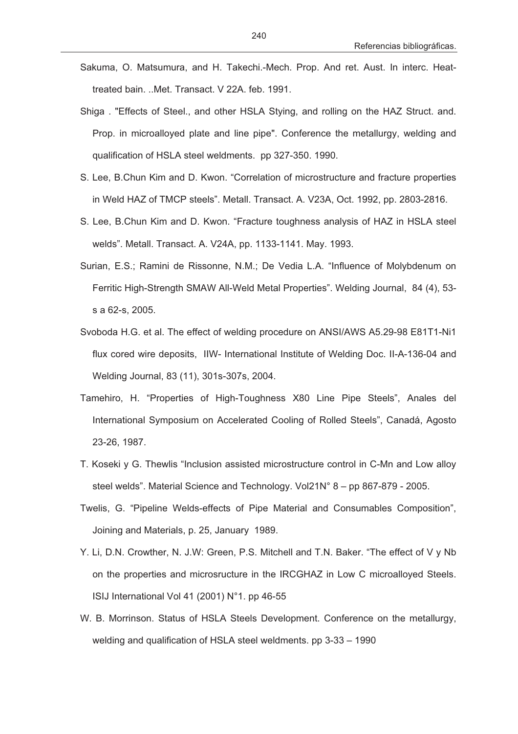Sakuma, O. Matsumura, and H. Takechi.-Mech. Prop. And ret. Aust. In interc. Heat-treated bain. ..Met. Transact. V 22A. feb. 1991.

Shiga . "Effects of Steel., and other HSLA Stying, and rolling on the HAZ Struct. and. Prop. in microalloyed plate and line pipe". Conference the metallurgy, welding and qualification of HSLA steel weldments. pp 327-350. 1990.

S. Lee, B.Chun Kim and D. Kwon. "Correlation of microstructure and fracture properties in Weld HAZ of TMCP steels". Metall. Transact. A. V23A, Oct. 1992, pp. 2803-2816.

S. Lee, B.Chun Kim and D. Kwon. "Fracture toughness analysis of HAZ in HSLA steel welds". Metall. Transact. A. V24A, pp. 1133-1141. May. 1993.

Surian, E.S.; Ramini de Rissonne, N.M.; De Vedia L.A. "Influence of Molybdenum on Ferritic High-Strength SMAW All-Weld Metal Properties". Welding Journal, 84 (4), 53-s a 62-s, 2005.

Svoboda H.G. et al. The effect of welding procedure on ANSI/AWS A5.29-98 E81T1-Ni1 flux cored wire deposits, IIW- International Institute of Welding Doc. II-A-136-04 and Welding Journal, 83 (11), 301s-307s, 2004.

Tamehiro, H. "Properties of High-Toughness X80 Line Pipe Steels", Anales del International Symposium on Accelerated Cooling of Rolled Steels", Canadá, Agosto 23-26, 1987.

T. Koseki y G. Thewlis "Inclusion assisted microstructure control in C-Mn and Low alloy steel welds". Material Science and Technology. Vol21N° 8 – pp 867-879 - 2005.

Twelis, G. "Pipeline Welds-effects of Pipe Material and Consumables Composition", Joining and Materials, p. 25, January 1989.

Y. Li, D.N. Crowther, N. J.W: Green, P.S. Mitchell and T.N. Baker. "The effect of V y Nb on the properties and microsructure in the IRCGHAZ in Low C microalloyed Steels. ISIJ International Vol 41 (2001) N°1. pp 46-55

W. B. Morrinson. Status of HSLA Steels Development. Conference on the metallurgy, welding and qualification of HSLA steel weldments. pp 3-33 – 1990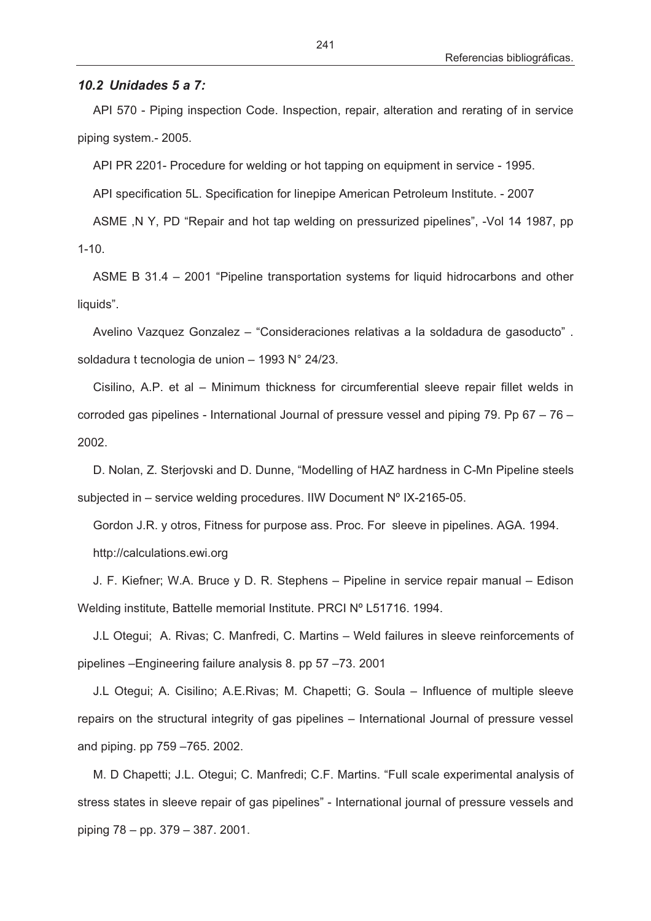### *10.2 Unidades 5 a 7:*

API 570 - Piping inspection Code. Inspection, repair, alteration and rerating of in service piping system.- 2005.

API PR 2201- Procedure for welding or hot tapping on equipment in service - 1995.

API specification 5L. Specification for linepipe American Petroleum Institute. - 2007

ASME ,N Y, PD "Repair and hot tap welding on pressurized pipelines", -Vol 14 1987, pp 1-10.

ASME B 31.4 – 2001 "Pipeline transportation systems for liquid hidrocarbons and other liquids".

Avelino Vazquez Gonzalez – "Consideraciones relativas a la soldadura de gasoducto" . soldadura t tecnologia de union – 1993 N° 24/23.

Cisilino, A.P. et al – Minimum thickness for circumferential sleeve repair fillet welds in corroded gas pipelines - International Journal of pressure vessel and piping 79. Pp 67 – 76 – 2002.

D. Nolan, Z. Sterjovski and D. Dunne, "Modelling of HAZ hardness in C-Mn Pipeline steels subjected in – service welding procedures. IIW Document Nº IX-2165-05.

Gordon J.R. y otros, Fitness for purpose ass. Proc. For sleeve in pipelines. AGA. 1994.

http://calculations.ewi.org

J. F. Kiefner; W.A. Bruce y D. R. Stephens – Pipeline in service repair manual – Edison Welding institute, Battelle memorial Institute. PRCI Nº L51716. 1994.

J.L Otegui; A. Rivas; C. Manfredi, C. Martins – Weld failures in sleeve reinforcements of pipelines –Engineering failure analysis 8. pp 57 –73. 2001

J.L Otegui; A. Cisilino; A.E.Rivas; M. Chapetti; G. Soula – Influence of multiple sleeve repairs on the structural integrity of gas pipelines – International Journal of pressure vessel and piping. pp 759 –765. 2002.

M. D Chapetti; J.L. Otegui; C. Manfredi; C.F. Martins. "Full scale experimental analysis of stress states in sleeve repair of gas pipelines" - International journal of pressure vessels and piping 78 – pp. 379 – 387. 2001.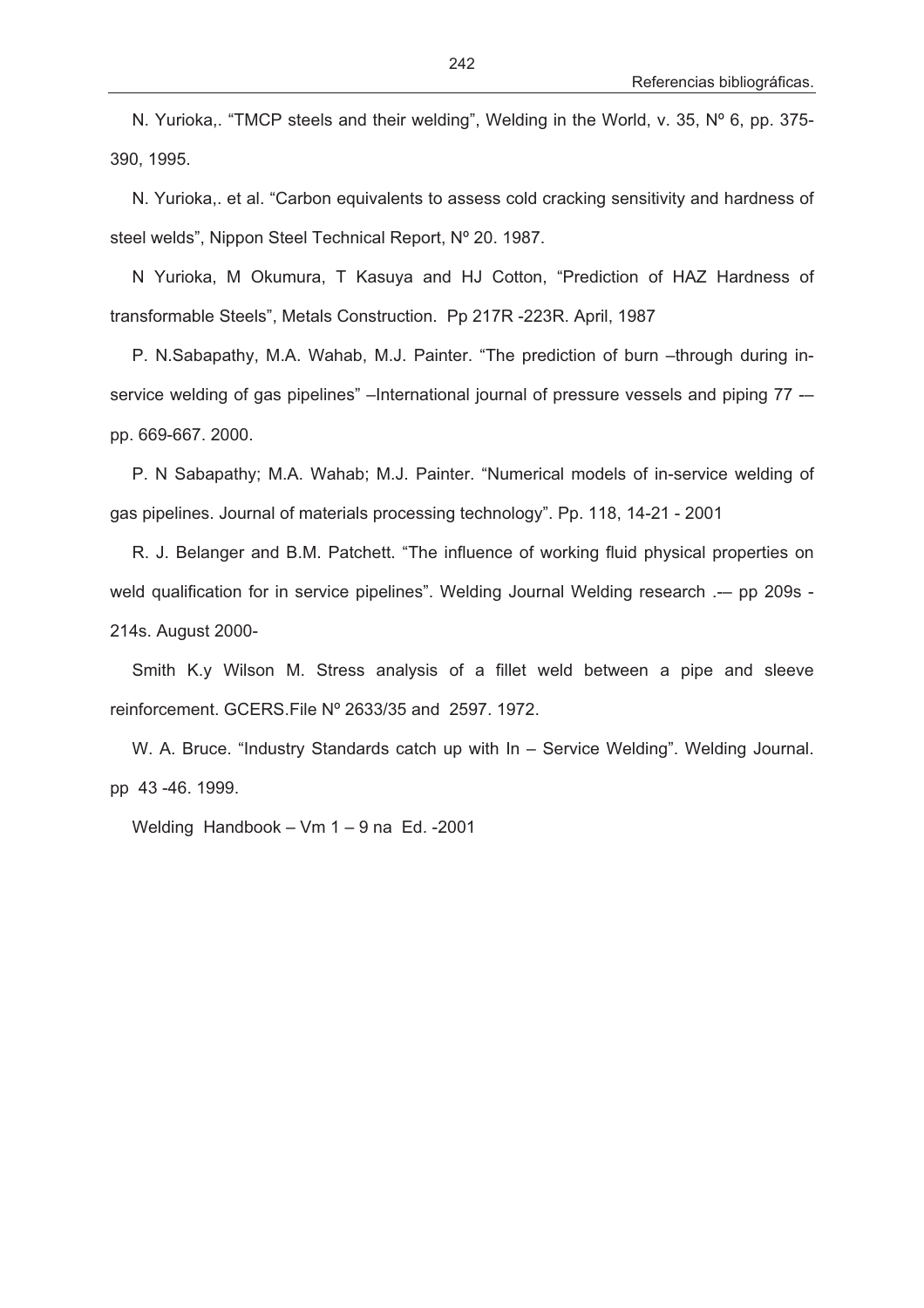N. Yurioka,. "TMCP steels and their welding", Welding in the World, v. 35, Nº 6, pp. 375-390, 1995.

N. Yurioka,. et al. "Carbon equivalents to assess cold cracking sensitivity and hardness of steel welds", Nippon Steel Technical Report, Nº 20. 1987.

N Yurioka, M Okumura, T Kasuya and HJ Cotton, "Prediction of HAZ Hardness of transformable Steels", Metals Construction. Pp 217R -223R. April, 1987

P. N.Sabapathy, M.A. Wahab, M.J. Painter. "The prediction of burn –through during in-service welding of gas pipelines" –International journal of pressure vessels and piping 77 -– pp. 669-667. 2000.

P. N Sabapathy; M.A. Wahab; M.J. Painter. "Numerical models of in-service welding of gas pipelines. Journal of materials processing technology". Pp. 118, 14-21 - 2001

R. J. Belanger and B.M. Patchett. "The influence of working fluid physical properties on weld qualification for in service pipelines". Welding Journal Welding research .-– pp 209s - 214s. August 2000-

Smith K.y Wilson M. Stress analysis of a fillet weld between a pipe and sleeve reinforcement. GCERS.File Nº 2633/35 and 2597. 1972.

W. A. Bruce. "Industry Standards catch up with In – Service Welding". Welding Journal. pp 43 -46. 1999.

Welding Handbook – Vm 1 – 9 na Ed. -2001